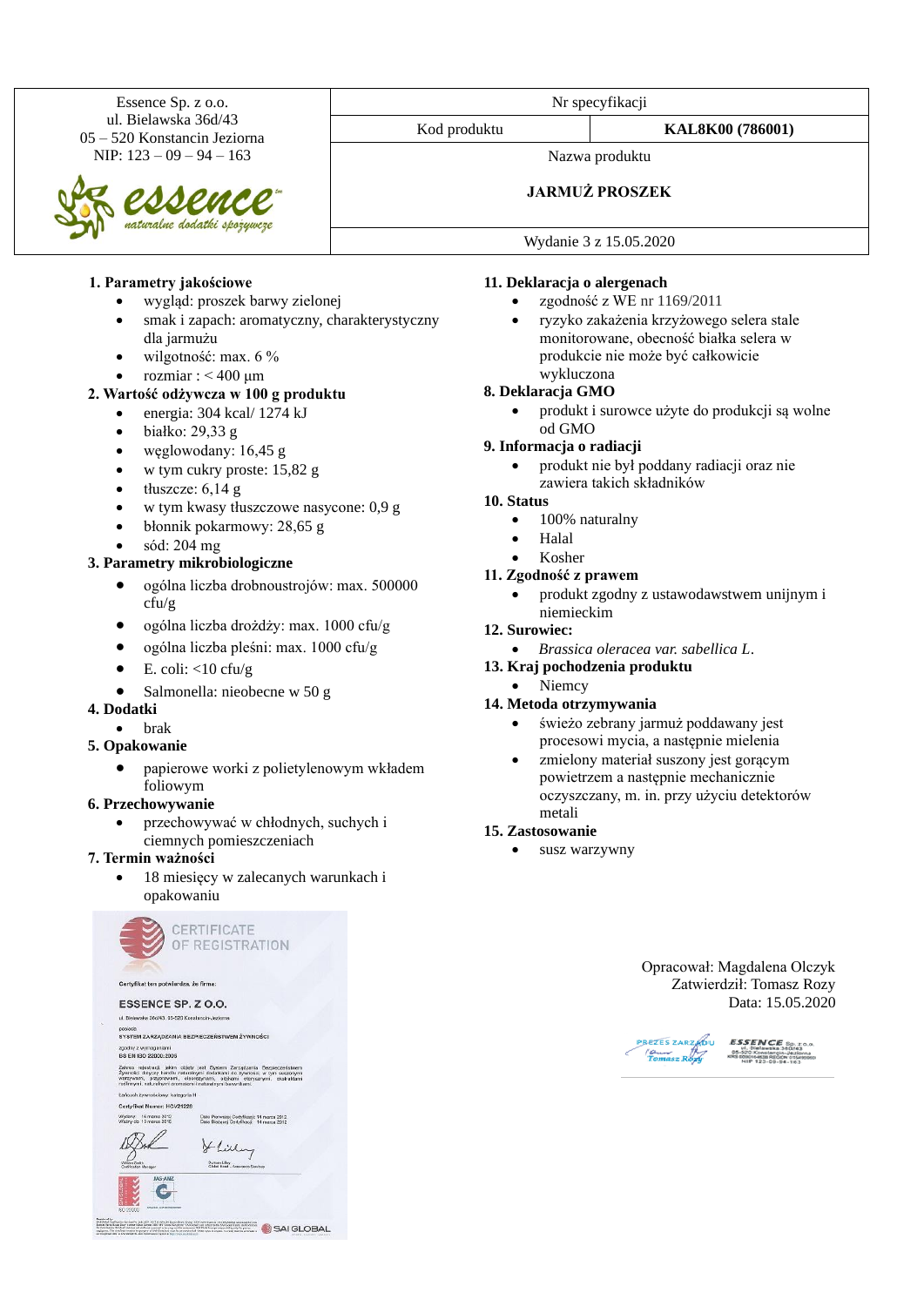| Essence Sp. z o.o.<br>ul. Bielawska 36d/43<br>05 – 520 Konstancin Jeziorna<br>NIP: 123 – 09 – 94 – 163<br>essence naturalne dodatki spożywcze | Nr specyfikacji | |
|---|---|---|
| | Kod produktu | **KAL8K00 (786001)** |
| | Nazwa produktu<br><br>**JARMUŻ PROSZEK** | |
| | Wydanie 3 z 15.05.2020 | |

**1. Parametry jakościowe**
- wygląd: proszek barwy zielonej
- smak i zapach: aromatyczny, charakterystyczny dla jarmużu
- wilgotność: max. 6 %
- rozmiar : < 400 µm

**2. Wartość odżywcza w 100 g produktu**
- energia: 304 kcal/ 1274 kJ
- białko: 29,33 g
- węglowodany: 16,45 g
- w tym cukry proste: 15,82 g
- tłuszcze: 6,14 g
- w tym kwasy tłuszczowe nasycone: 0,9 g
- błonnik pokarmowy: 28,65 g
- sód: 204 mg

**3. Parametry mikrobiologiczne**
- ogólna liczba drobnoustrojów: max. 500000 cfu/g
- ogólna liczba drożdży: max. 1000 cfu/g
- ogólna liczba pleśni: max. 1000 cfu/g
- E. coli: <10 cfu/g
- Salmonella: nieobecne w 50 g

**4. Dodatki**
- brak

**5. Opakowanie**
- papierowe worki z polietylenowym wkładem foliowym

**6. Przechowywanie**
- przechowywać w chłodnych, suchych i ciemnych pomieszczeniach

**7. Termin ważności**
- 18 miesięcy w zalecanych warunkach i opakowaniu

CERTIFICATE OF REGISTRATION

Certyfikat ten potwierdza, że firma:

ESSENCE SP. Z O.O.

ul. Bielawska 36d/43, 05-520 Konstancin-Jeziorna

posiada

SYSTEM ZARZĄDZANIA BEZPIECZEŃSTWEM ŻYWNOŚCI

zgodny z wymaganiami

BS EN ISO 22000:2005

Certyfikat Numer: HCV21226

SAI GLOBAL

**11. Deklaracja o alergenach**
- zgodność z WE nr 1169/2011
- ryzyko zakażenia krzyżowego selera stale monitorowane, obecność białka selera w produkcie nie może być całkowicie wykluczona

**8. Deklaracja GMO**
- produkt i surowce użyte do produkcji są wolne od GMO

**9. Informacja o radiacji**
- produkt nie był poddany radiacji oraz nie zawiera takich składników

**10. Status**
- 100% naturalny
- Halal
- Kosher

**11. Zgodność z prawem**
- produkt zgodny z ustawodawstwem unijnym i niemieckim

**12. Surowiec:**
- *Brassica oleracea var. sabellica L*.

**13. Kraj pochodzenia produktu**
- Niemcy

**14. Metoda otrzymywania**
- świeżo zebrany jarmuż poddawany jest procesowi mycia, a następnie mielenia
- zmielony materiał suszony jest gorącym powietrzem a następnie mechanicznie oczyszczany, m. in. przy użyciu detektorów metali

**15. Zastosowanie**
- susz warzywny

Opracował: Magdalena Olczyk
Zatwierdził: Tomasz Rozy
Data: 15.05.2020

PREZES ZARZĄDU Tomasz Rozy

ESSENCE Sp. z o.o. ul. Bielawska 36d/43 05-520 Konstancin-Jeziorna NIP 123-09-94-163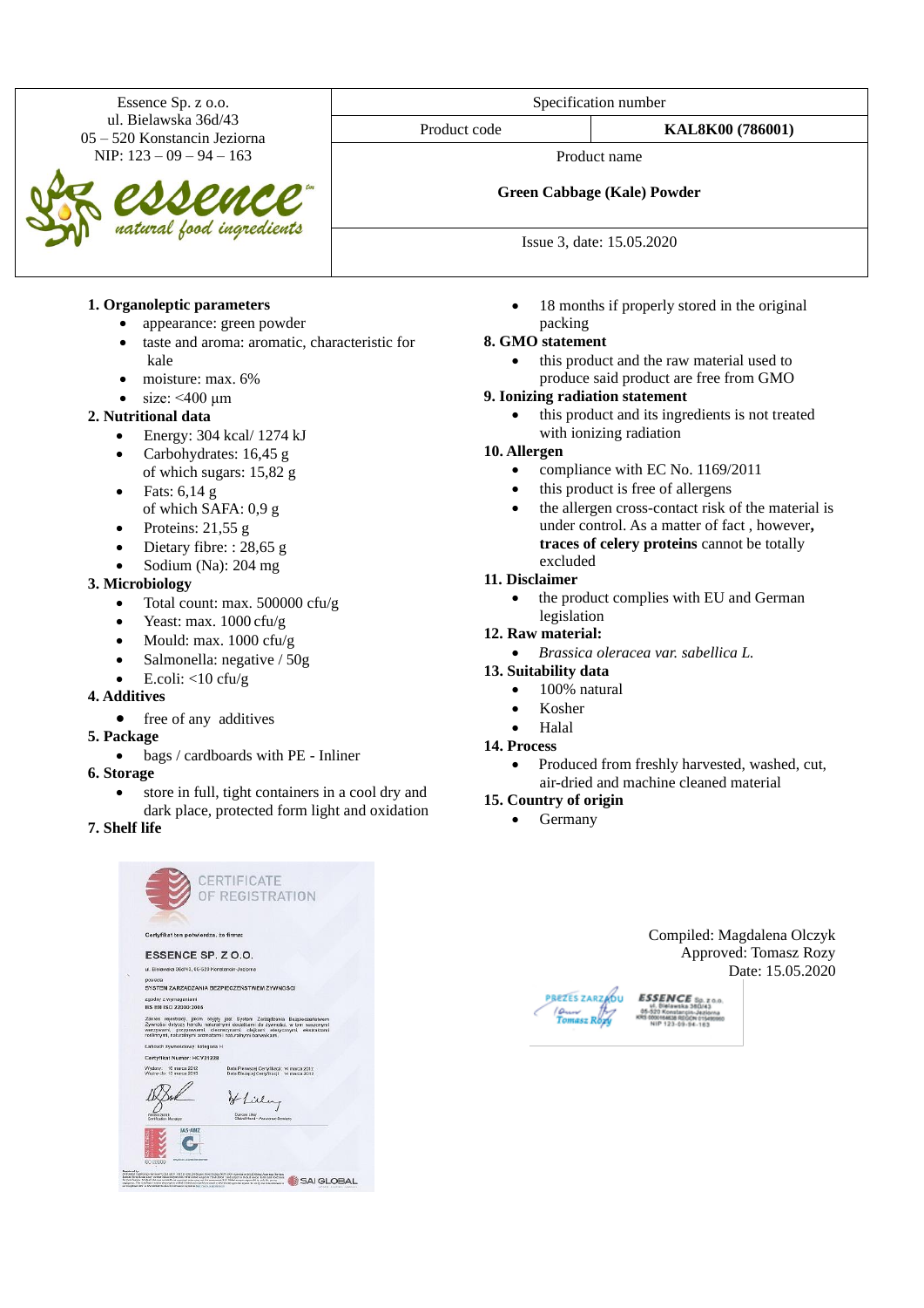| Essence Sp. z o.o.<br>ul. Bielawska 36d/43<br>05 – 520 Konstancin Jeziorna<br>NIP: 123 – 09 – 94 – 163 | Specification number | |
|---|---|---|
| | Product code | **KAL8K00 (786001)** |
| | Product name<br><br>**Green Cabbage (Kale) Powder** | |
| | Issue 3, date: 15.05.2020 | |

**1. Organoleptic parameters**
- appearance: green powder
- taste and aroma: aromatic, characteristic for kale
- moisture: max. 6%
- size: <400 µm

**2. Nutritional data**
- Energy: 304 kcal/ 1274 kJ
- Carbohydrates: 16,45 g
  of which sugars: 15,82 g
- Fats: 6,14 g
  of which SAFA: 0,9 g
- Proteins: 21,55 g
- Dietary fibre: : 28,65 g
- Sodium (Na): 204 mg

**3. Microbiology**
- Total count: max. 500000 cfu/g
- Yeast: max. 1000 cfu/g
- Mould: max. 1000 cfu/g
- Salmonella: negative / 50g
- E.coli: <10 cfu/g

**4. Additives**
- free of any additives

**5. Package**
- bags / cardboards with PE - Inliner

**6. Storage**
- store in full, tight containers in a cool dry and dark place, protected form light and oxidation

**7. Shelf life**
- 18 months if properly stored in the original packing

**8. GMO statement**
- this product and the raw material used to produce said product are free from GMO

**9. Ionizing radiation statement**
- this product and its ingredients is not treated with ionizing radiation

**10. Allergen**
- compliance with EC No. 1169/2011
- this product is free of allergens
- the allergen cross-contact risk of the material is under control. As a matter of fact , however**, traces of celery proteins** cannot be totally excluded

**11. Disclaimer**
- the product complies with EU and German legislation

**12. Raw material:**
- *Brassica oleracea var. sabellica L.*

**13. Suitability data**
- 100% natural
- Kosher
- Halal

**14. Process**
- Produced from freshly harvested, washed, cut, air-dried and machine cleaned material

**15. Country of origin**
- Germany

Compiled: Magdalena Olczyk
Approved: Tomasz Rozy
Date: 15.05.2020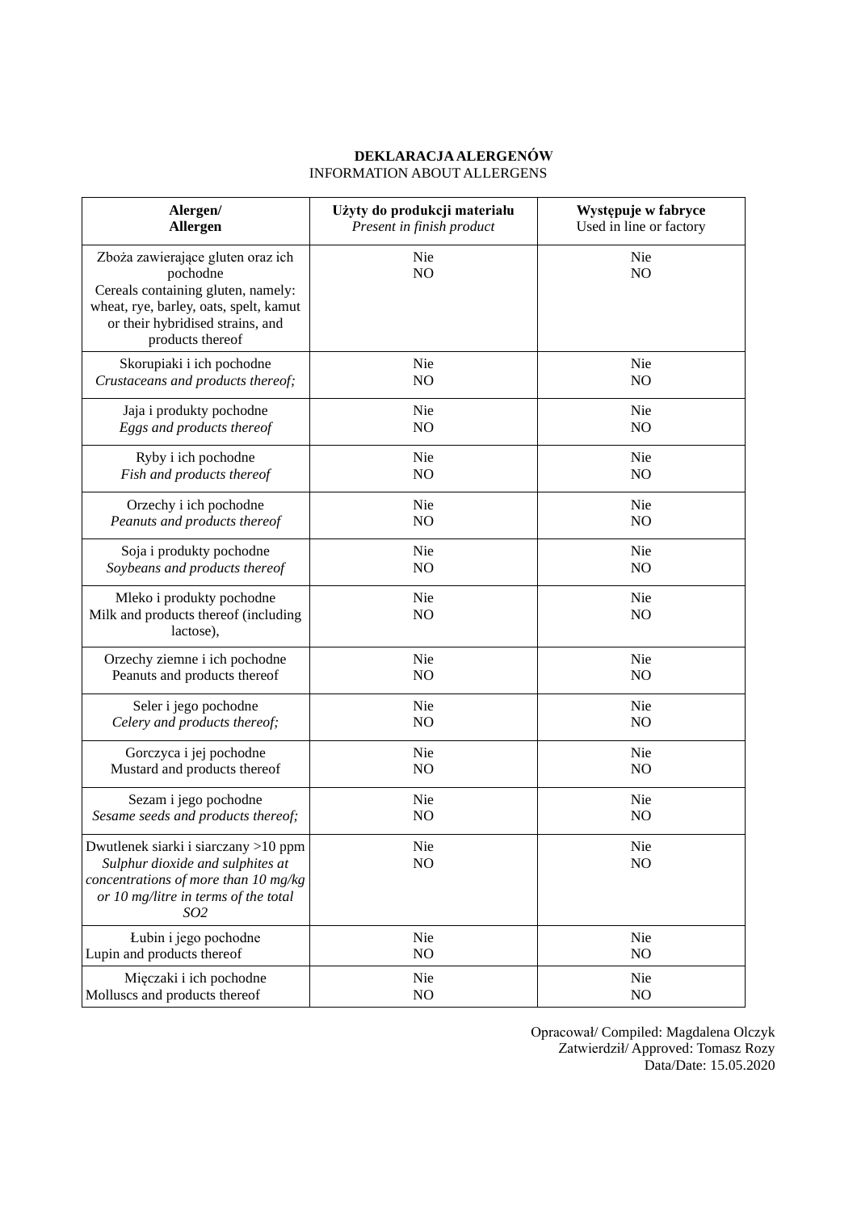**DEKLARACJA ALERGENÓW**
INFORMATION ABOUT ALLERGENS

| **Alergen/ Allergen** | **Użyty do produkcji materiału** *Present in finish product* | **Występuje w fabryce** Used in line or factory |
|---|---|---|
| Zboża zawierające gluten oraz ich pochodne Cereals containing gluten, namely: wheat, rye, barley, oats, spelt, kamut or their hybridised strains, and products thereof | Nie NO | Nie NO |
| Skorupiaki i ich pochodne *Crustaceans and products thereof;* | Nie NO | Nie NO |
| Jaja i produkty pochodne *Eggs and products thereof* | Nie NO | Nie NO |
| Ryby i ich pochodne *Fish and products thereof* | Nie NO | Nie NO |
| Orzechy i ich pochodne *Peanuts and products thereof* | Nie NO | Nie NO |
| Soja i produkty pochodne *Soybeans and products thereof* | Nie NO | Nie NO |
| Mleko i produkty pochodne Milk and products thereof (including lactose), | Nie NO | Nie NO |
| Orzechy ziemne i ich pochodne Peanuts and products thereof | Nie NO | Nie NO |
| Seler i jego pochodne *Celery and products thereof;* | Nie NO | Nie NO |
| Gorczyca i jej pochodne Mustard and products thereof | Nie NO | Nie NO |
| Sezam i jego pochodne *Sesame seeds and products thereof;* | Nie NO | Nie NO |
| Dwutlenek siarki i siarczany >10 ppm *Sulphur dioxide and sulphites at concentrations of more than 10 mg/kg or 10 mg/litre in terms of the total SO2* | Nie NO | Nie NO |
| Łubin i jego pochodne Lupin and products thereof | Nie NO | Nie NO |
| Mięczaki i ich pochodne Molluscs and products thereof | Nie NO | Nie NO |

Opracował/ Compiled: Magdalena Olczyk
Zatwierdził/ Approved: Tomasz Rozy
Data/Date: 15.05.2020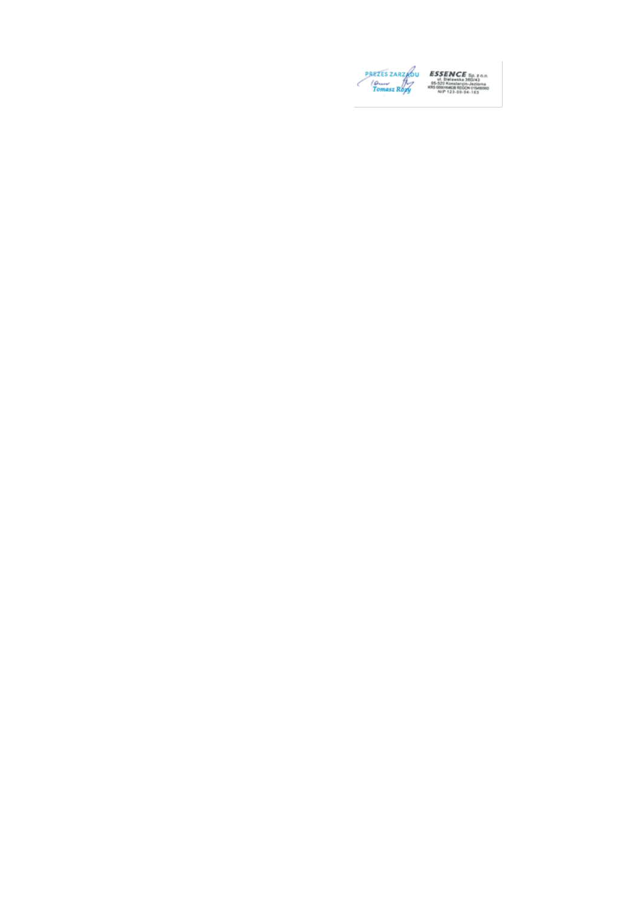PREZES ZARZĄDU

Tomasz Róży

**ESSENCE** Sp. z o.o.
ul. Bielawska 38D/43
05-520 Konstancin-Jeziorna
KRS 0000164638 REGON 015490980
NIP 123-09-94-163